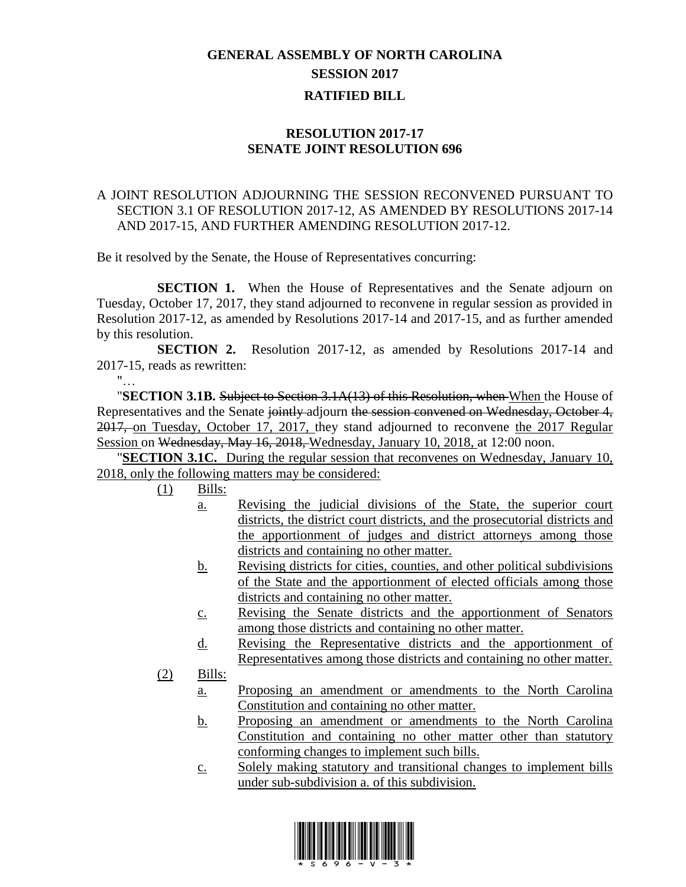# GENERAL ASSEMBLY OF NORTH CAROLINA
## SESSION 2017
## RATIFIED BILL

### RESOLUTION 2017-17
### SENATE JOINT RESOLUTION 696

A JOINT RESOLUTION ADJOURNING THE SESSION RECONVENED PURSUANT TO SECTION 3.1 OF RESOLUTION 2017-12, AS AMENDED BY RESOLUTIONS 2017-14 AND 2017-15, AND FURTHER AMENDING RESOLUTION 2017-12.

Be it resolved by the Senate, the House of Representatives concurring:

**SECTION 1.** When the House of Representatives and the Senate adjourn on Tuesday, October 17, 2017, they stand adjourned to reconvene in regular session as provided in Resolution 2017-12, as amended by Resolutions 2017-14 and 2017-15, and as further amended by this resolution.

**SECTION 2.** Resolution 2017-12, as amended by Resolutions 2017-14 and 2017-15, reads as rewritten:

"…

"**SECTION 3.1B.** ~~Subject to Section 3.1A(13) of this Resolution, when~~ <u>When</u> the House of Representatives and the Senate ~~jointly~~ adjourn ~~the session convened on Wednesday, October 4, 2017,~~ <u>on Tuesday, October 17, 2017,</u> they stand adjourned to reconvene <u>the 2017 Regular Session</u> on ~~Wednesday, May 16, 2018,~~ <u>Wednesday, January 10, 2018,</u> at 12:00 noon.

"<u>**SECTION 3.1C.** During the regular session that reconvenes on Wednesday, January 10, 2018, only the following matters may be considered:</u>

<u>(1) Bills:</u>

<u>a. Revising the judicial divisions of the State, the superior court districts, the district court districts, and the prosecutorial districts and the apportionment of judges and district attorneys among those districts and containing no other matter.</u>

<u>b. Revising districts for cities, counties, and other political subdivisions of the State and the apportionment of elected officials among those districts and containing no other matter.</u>

<u>c. Revising the Senate districts and the apportionment of Senators among those districts and containing no other matter.</u>

<u>d. Revising the Representative districts and the apportionment of Representatives among those districts and containing no other matter.</u>

<u>(2) Bills:</u>

<u>a. Proposing an amendment or amendments to the North Carolina Constitution and containing no other matter.</u>

<u>b. Proposing an amendment or amendments to the North Carolina Constitution and containing no other matter other than statutory conforming changes to implement such bills.</u>

<u>c. Solely making statutory and transitional changes to implement bills under sub-subdivision a. of this subdivision.</u>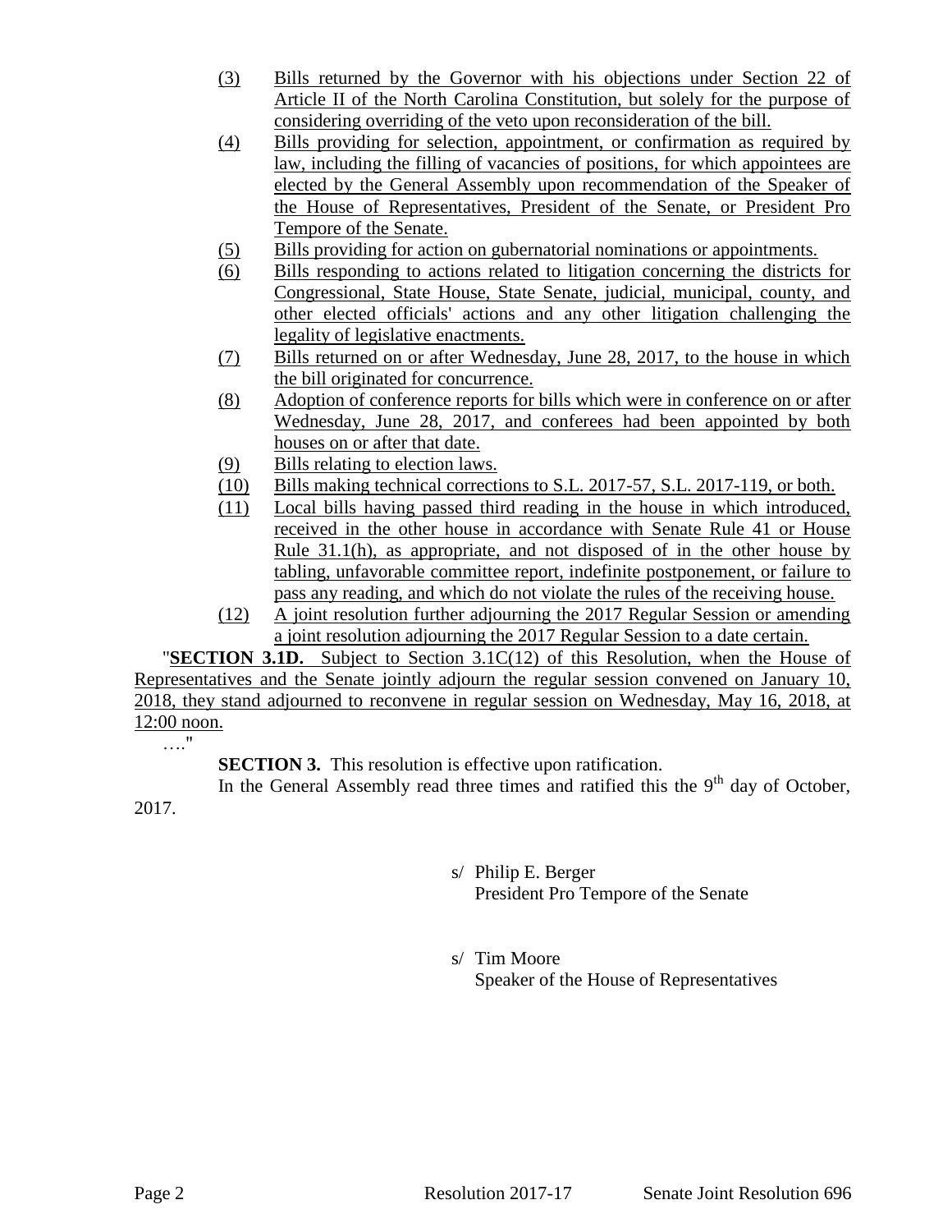(3) Bills returned by the Governor with his objections under Section 22 of Article II of the North Carolina Constitution, but solely for the purpose of considering overriding of the veto upon reconsideration of the bill.

(4) Bills providing for selection, appointment, or confirmation as required by law, including the filling of vacancies of positions, for which appointees are elected by the General Assembly upon recommendation of the Speaker of the House of Representatives, President of the Senate, or President Pro Tempore of the Senate.

(5) Bills providing for action on gubernatorial nominations or appointments.

(6) Bills responding to actions related to litigation concerning the districts for Congressional, State House, State Senate, judicial, municipal, county, and other elected officials' actions and any other litigation challenging the legality of legislative enactments.

(7) Bills returned on or after Wednesday, June 28, 2017, to the house in which the bill originated for concurrence.

(8) Adoption of conference reports for bills which were in conference on or after Wednesday, June 28, 2017, and conferees had been appointed by both houses on or after that date.

(9) Bills relating to election laws.

(10) Bills making technical corrections to S.L. 2017-57, S.L. 2017-119, or both.

(11) Local bills having passed third reading in the house in which introduced, received in the other house in accordance with Senate Rule 41 or House Rule 31.1(h), as appropriate, and not disposed of in the other house by tabling, unfavorable committee report, indefinite postponement, or failure to pass any reading, and which do not violate the rules of the receiving house.

(12) A joint resolution further adjourning the 2017 Regular Session or amending a joint resolution adjourning the 2017 Regular Session to a date certain.

"**SECTION 3.1D.** Subject to Section 3.1C(12) of this Resolution, when the House of Representatives and the Senate jointly adjourn the regular session convened on January 10, 2018, they stand adjourned to reconvene in regular session on Wednesday, May 16, 2018, at 12:00 noon.

…."

**SECTION 3.** This resolution is effective upon ratification.

In the General Assembly read three times and ratified this the 9th day of October, 2017.

s/ Philip E. Berger
President Pro Tempore of the Senate

s/ Tim Moore
Speaker of the House of Representatives